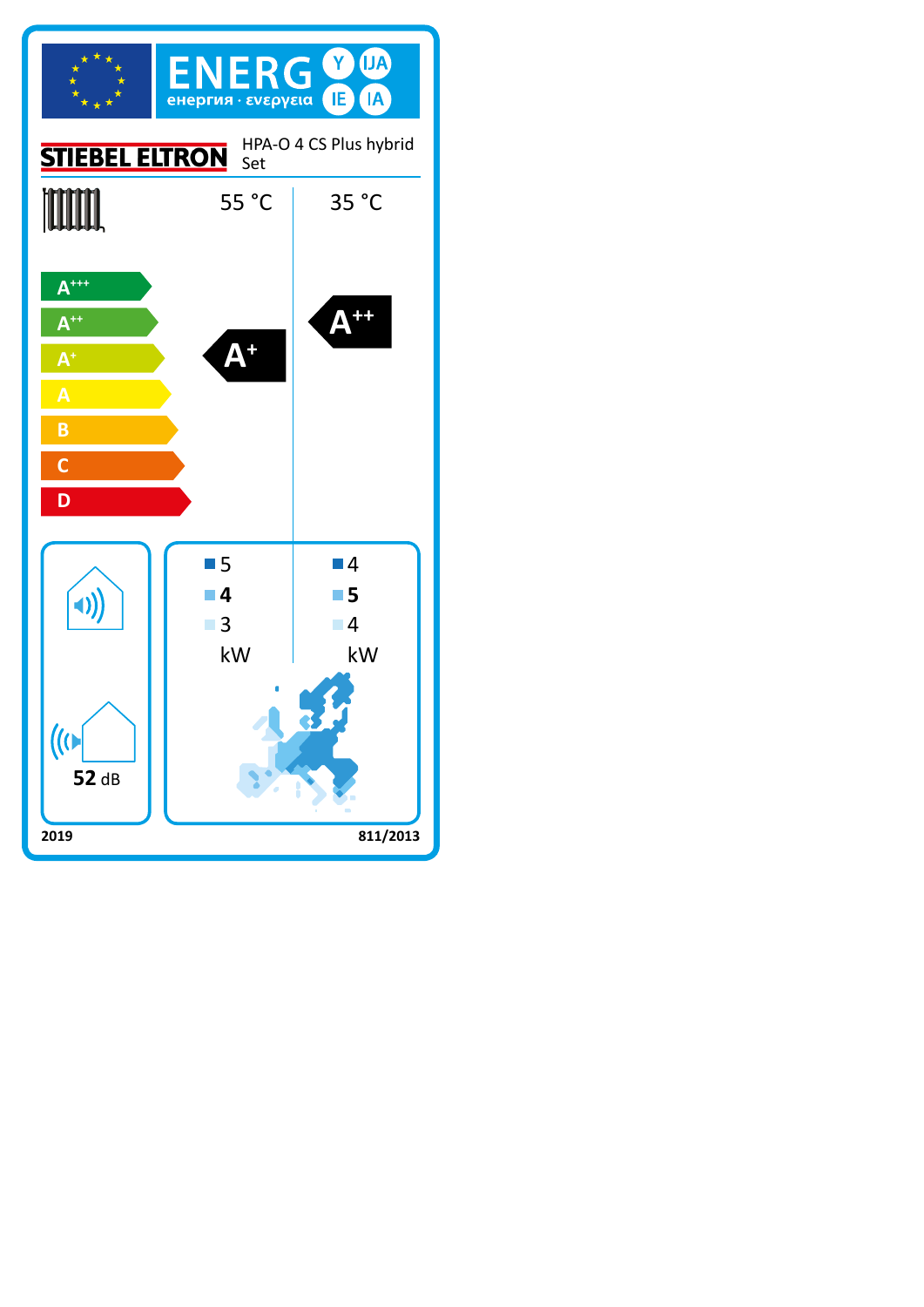ENERG Y IJA IE IA

енергия · ενεργεια

STIEBEL ELTRON

HPA-O 4 CS Plus hybrid Set

| | 55 °C | 35 °C |
|---|---|---|
| Energy class | A+ | A++ |
| | 5 | 4 |
| | **4** | **5** |
| | 3 | 4 |
| | kW | kW |

A+++
A++
A+
A
B
C
D

52 dB

2019

811/2013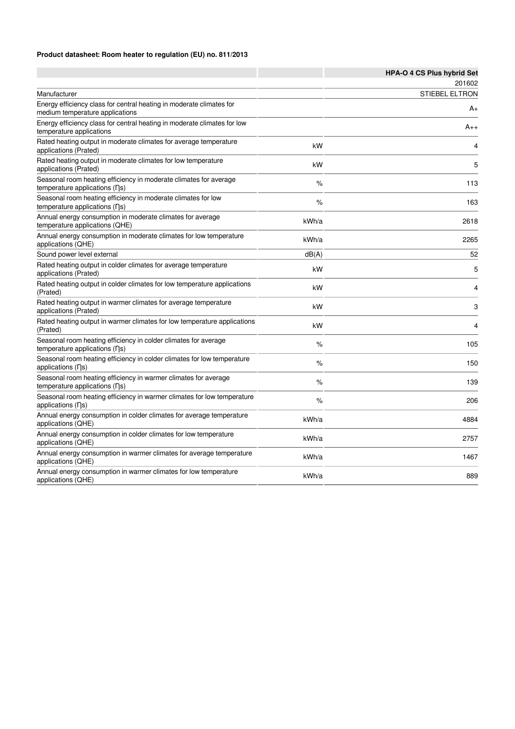**Product datasheet: Room heater to regulation (EU) no. 811/2013**

| | | HPA-O 4 CS Plus hybrid Set |
|---|---|---|
| | | 201602 |
| Manufacturer | | STIEBEL ELTRON |
| Energy efficiency class for central heating in moderate climates for medium temperature applications | | A+ |
| Energy efficiency class for central heating in moderate climates for low temperature applications | | A++ |
| Rated heating output in moderate climates for average temperature applications (Prated) | kW | 4 |
| Rated heating output in moderate climates for low temperature applications (Prated) | kW | 5 |
| Seasonal room heating efficiency in moderate climates for average temperature applications (ῃs) | % | 113 |
| Seasonal room heating efficiency in moderate climates for low temperature applications (ῃs) | % | 163 |
| Annual energy consumption in moderate climates for average temperature applications (QHE) | kWh/a | 2618 |
| Annual energy consumption in moderate climates for low temperature applications (QHE) | kWh/a | 2265 |
| Sound power level external | dB(A) | 52 |
| Rated heating output in colder climates for average temperature applications (Prated) | kW | 5 |
| Rated heating output in colder climates for low temperature applications (Prated) | kW | 4 |
| Rated heating output in warmer climates for average temperature applications (Prated) | kW | 3 |
| Rated heating output in warmer climates for low temperature applications (Prated) | kW | 4 |
| Seasonal room heating efficiency in colder climates for average temperature applications (ῃs) | % | 105 |
| Seasonal room heating efficiency in colder climates for low temperature applications (ῃs) | % | 150 |
| Seasonal room heating efficiency in warmer climates for average temperature applications (ῃs) | % | 139 |
| Seasonal room heating efficiency in warmer climates for low temperature applications (ῃs) | % | 206 |
| Annual energy consumption in colder climates for average temperature applications (QHE) | kWh/a | 4884 |
| Annual energy consumption in colder climates for low temperature applications (QHE) | kWh/a | 2757 |
| Annual energy consumption in warmer climates for average temperature applications (QHE) | kWh/a | 1467 |
| Annual energy consumption in warmer climates for low temperature applications (QHE) | kWh/a | 889 |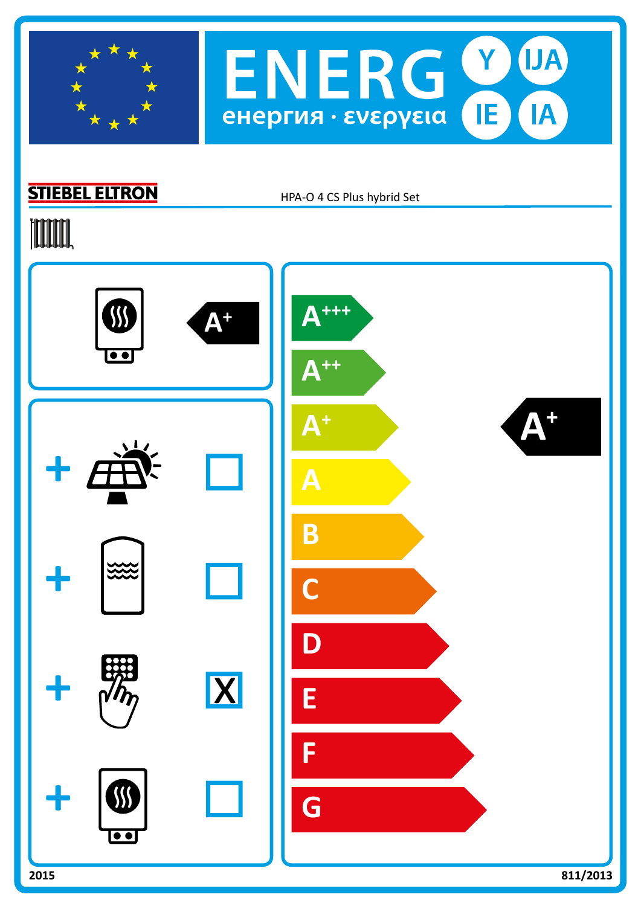# ENERG Y IJA IE IA

енергия · ενεργεια

**STIEBEL ELTRON** HPA-O 4 CS Plus hybrid Set

A+

| + | | |
|---|---|---|
| + | Solar | ☐ |
| + | Hot water storage | ☐ |
| + | Control | X |
| + | Supplementary heater | ☐ |

A+++
A++
A+
A
B
C
D
E
F
G

**A+**

2015 811/2013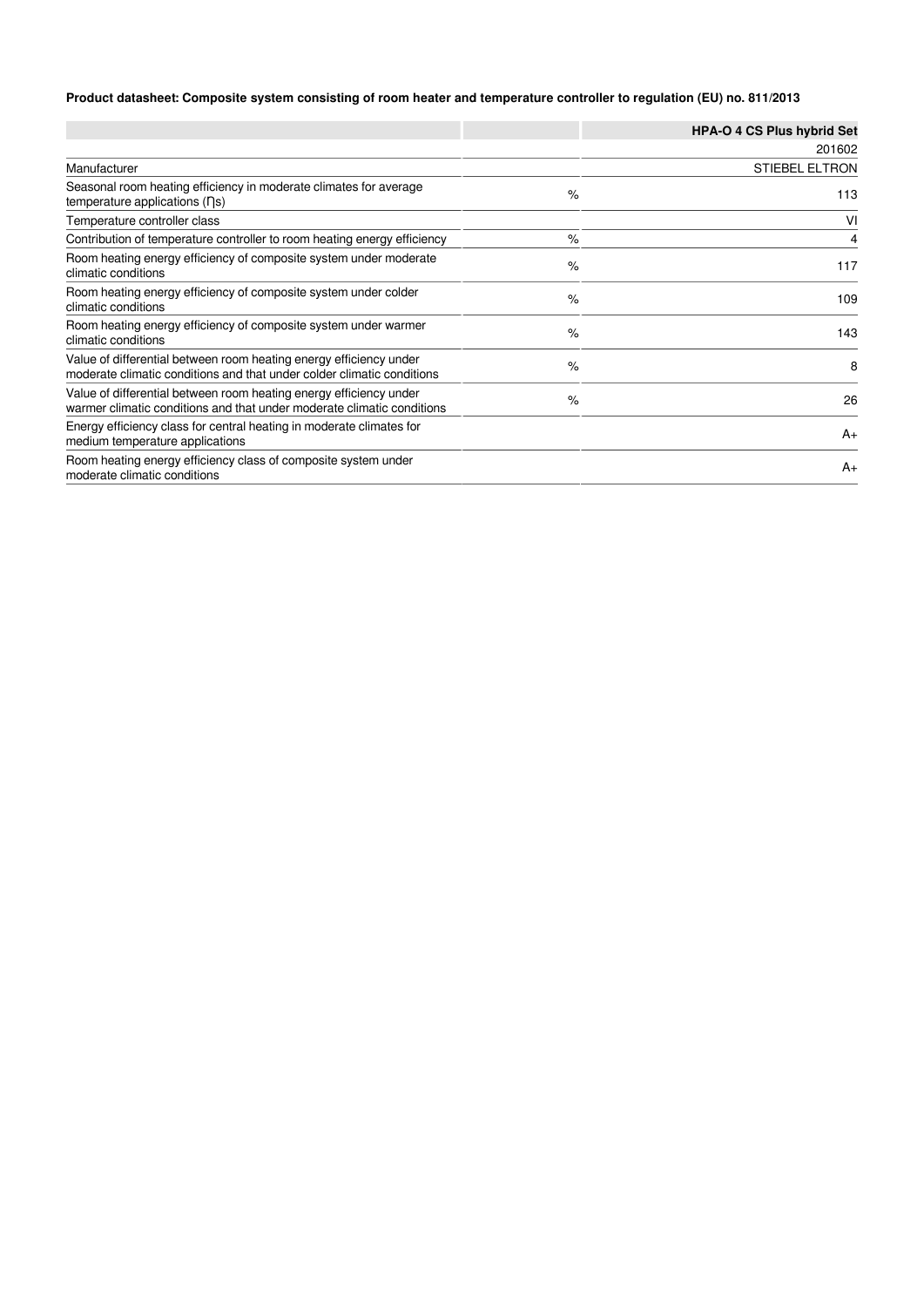**Product datasheet: Composite system consisting of room heater and temperature controller to regulation (EU) no. 811/2013**

| | | HPA-O 4 CS Plus hybrid Set |
|---|---|---|
| | | 201602 |
| Manufacturer | | STIEBEL ELTRON |
| Seasonal room heating efficiency in moderate climates for average temperature applications (ηs) | % | 113 |
| Temperature controller class | | VI |
| Contribution of temperature controller to room heating energy efficiency | % | 4 |
| Room heating energy efficiency of composite system under moderate climatic conditions | % | 117 |
| Room heating energy efficiency of composite system under colder climatic conditions | % | 109 |
| Room heating energy efficiency of composite system under warmer climatic conditions | % | 143 |
| Value of differential between room heating energy efficiency under moderate climatic conditions and that under colder climatic conditions | % | 8 |
| Value of differential between room heating energy efficiency under warmer climatic conditions and that under moderate climatic conditions | % | 26 |
| Energy efficiency class for central heating in moderate climates for medium temperature applications | | A+ |
| Room heating energy efficiency class of composite system under moderate climatic conditions | | A+ |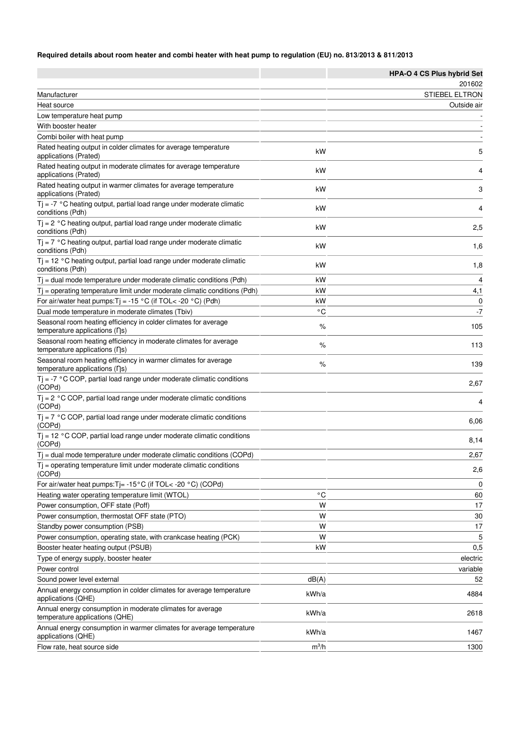**Required details about room heater and combi heater with heat pump to regulation (EU) no. 813/2013 & 811/2013**

| | | HPA-O 4 CS Plus hybrid Set |
|---|---|---|
| | | 201602 |
| Manufacturer | | STIEBEL ELTRON |
| Heat source | | Outside air |
| Low temperature heat pump | | - |
| With booster heater | | - |
| Combi boiler with heat pump | | - |
| Rated heating output in colder climates for average temperature applications (Prated) | kW | 5 |
| Rated heating output in moderate climates for average temperature applications (Prated) | kW | 4 |
| Rated heating output in warmer climates for average temperature applications (Prated) | kW | 3 |
| Tj = -7 °C heating output, partial load range under moderate climatic conditions (Pdh) | kW | 4 |
| Tj = 2 °C heating output, partial load range under moderate climatic conditions (Pdh) | kW | 2,5 |
| Tj = 7 °C heating output, partial load range under moderate climatic conditions (Pdh) | kW | 1,6 |
| Tj = 12 °C heating output, partial load range under moderate climatic conditions (Pdh) | kW | 1,8 |
| Tj = dual mode temperature under moderate climatic conditions (Pdh) | kW | 4 |
| Tj = operating temperature limit under moderate climatic conditions (Pdh) | kW | 4,1 |
| For air/water heat pumps:Tj = -15 °C (if TOL< -20 °C) (Pdh) | kW | 0 |
| Dual mode temperature in moderate climates (Tbiv) | °C | -7 |
| Seasonal room heating efficiency in colder climates for average temperature applications (Ŋs) | % | 105 |
| Seasonal room heating efficiency in moderate climates for average temperature applications (Ŋs) | % | 113 |
| Seasonal room heating efficiency in warmer climates for average temperature applications (Ŋs) | % | 139 |
| Tj = -7 °C COP, partial load range under moderate climatic conditions (COPd) | | 2,67 |
| Tj = 2 °C COP, partial load range under moderate climatic conditions (COPd) | | 4 |
| Tj = 7 °C COP, partial load range under moderate climatic conditions (COPd) | | 6,06 |
| Tj = 12 °C COP, partial load range under moderate climatic conditions (COPd) | | 8,14 |
| Tj = dual mode temperature under moderate climatic conditions (COPd) | | 2,67 |
| Tj = operating temperature limit under moderate climatic conditions (COPd) | | 2,6 |
| For air/water heat pumps:Tj= -15°C (if TOL< -20 °C) (COPd) | | 0 |
| Heating water operating temperature limit (WTOL) | °C | 60 |
| Power consumption, OFF state (Poff) | W | 17 |
| Power consumption, thermostat OFF state (PTO) | W | 30 |
| Standby power consumption (PSB) | W | 17 |
| Power consumption, operating state, with crankcase heating (PCK) | W | 5 |
| Booster heater heating output (PSUB) | kW | 0,5 |
| Type of energy supply, booster heater | | electric |
| Power control | | variable |
| Sound power level external | dB(A) | 52 |
| Annual energy consumption in colder climates for average temperature applications (QHE) | kWh/a | 4884 |
| Annual energy consumption in moderate climates for average temperature applications (QHE) | kWh/a | 2618 |
| Annual energy consumption in warmer climates for average temperature applications (QHE) | kWh/a | 1467 |
| Flow rate, heat source side | $m^3/h$ | 1300 |